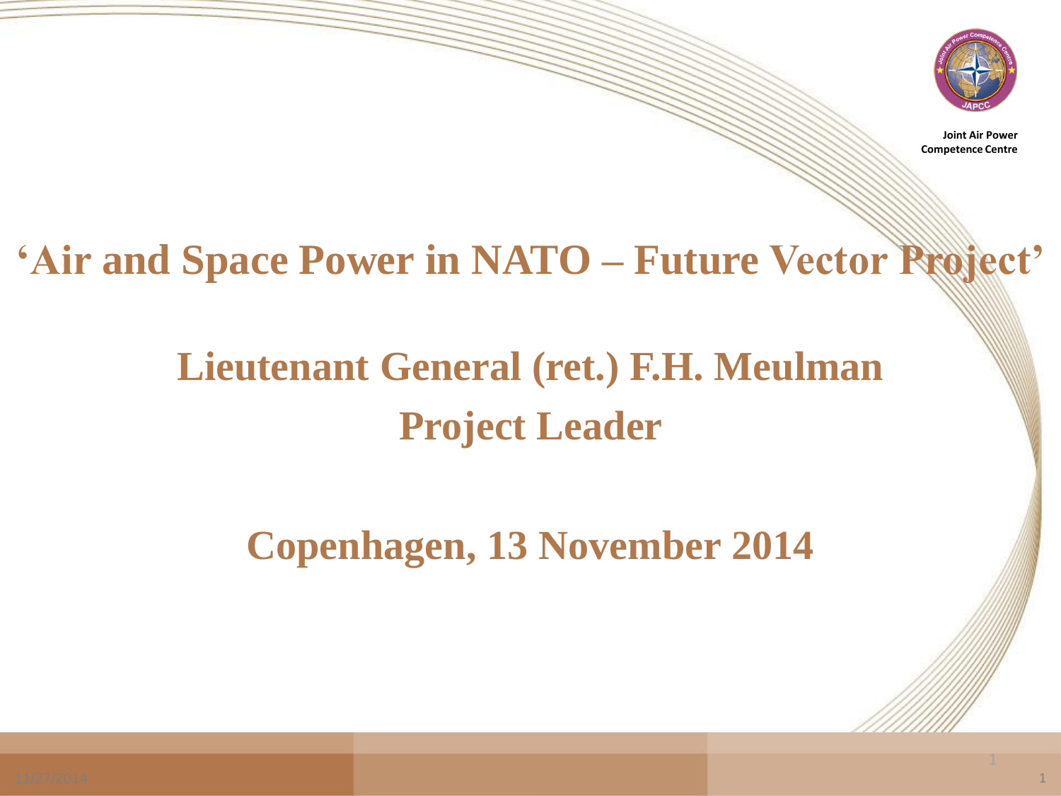Joint Air Power Competence Centre

# ‘Air and Space Power in NATO – Future Vector Project’

## Lieutenant General (ret.) F.H. Meulman
## Project Leader

## Copenhagen, 13 November 2014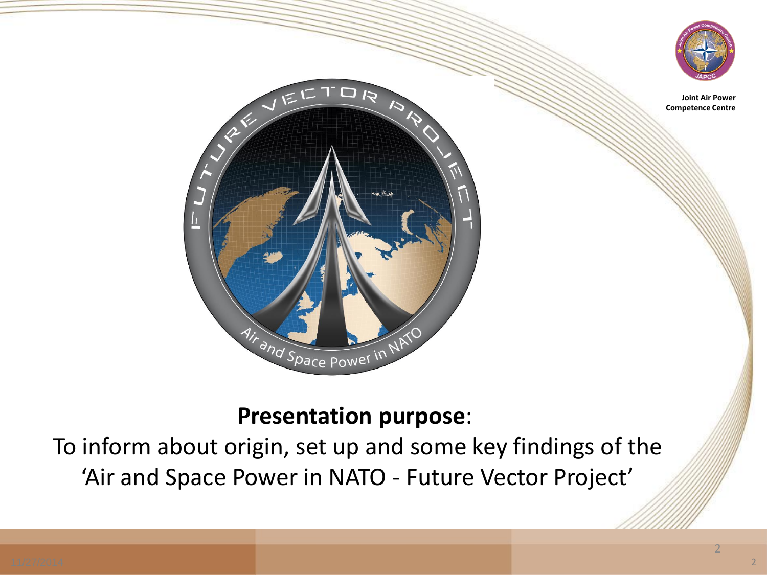Joint Air Power Competence Centre

**Presentation purpose**:

To inform about origin, set up and some key findings of the 'Air and Space Power in NATO - Future Vector Project'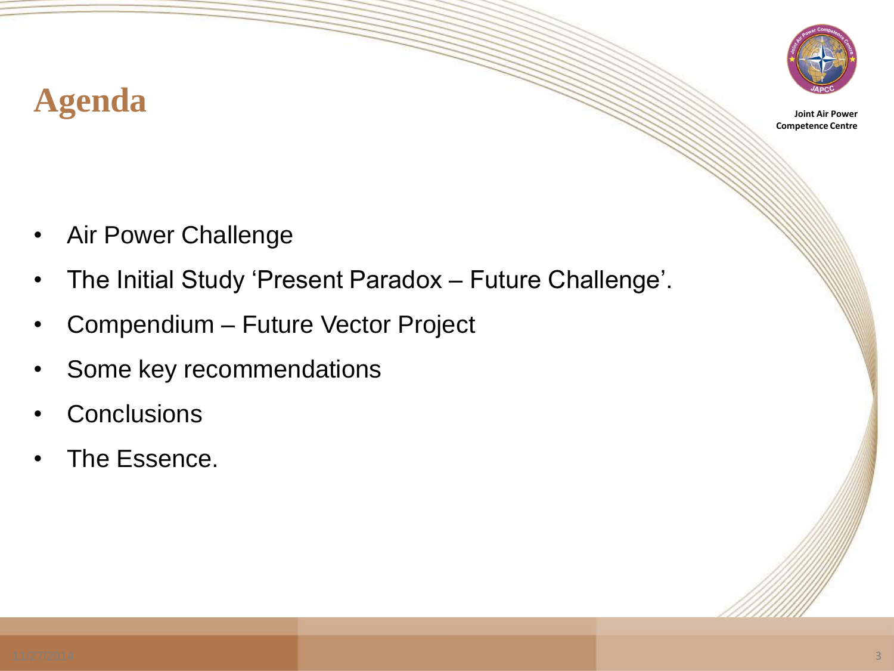# Agenda

Joint Air Power Competence Centre

- Air Power Challenge
- The Initial Study ‘Present Paradox – Future Challenge’.
- Compendium – Future Vector Project
- Some key recommendations
- Conclusions
- The Essence.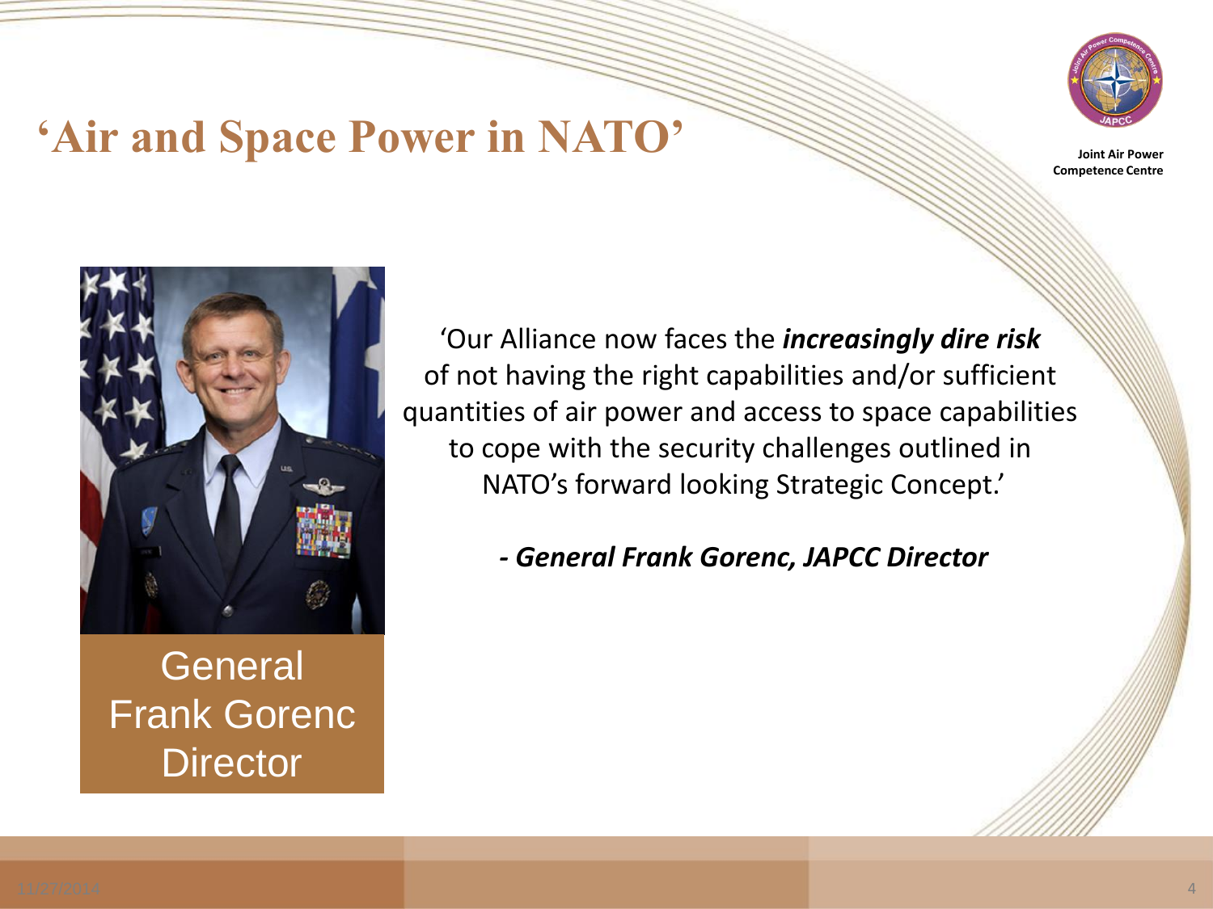# 'Air and Space Power in NATO'

Joint Air Power Competence Centre

General Frank Gorenc Director

'Our Alliance now faces the ***increasingly dire risk*** of not having the right capabilities and/or sufficient quantities of air power and access to space capabilities to cope with the security challenges outlined in NATO's forward looking Strategic Concept.'

***- General Frank Gorenc, JAPCC Director***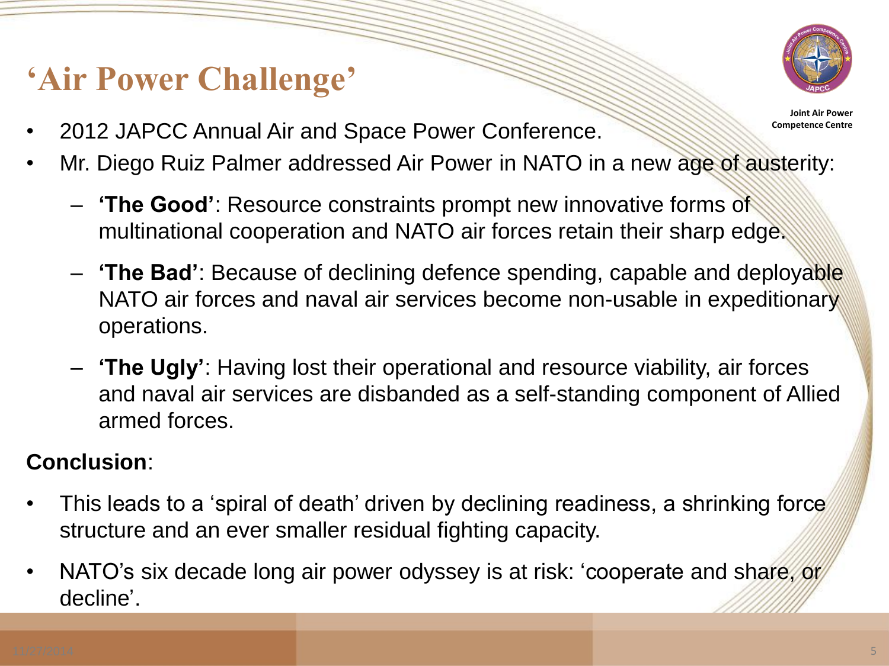# ‘Air Power Challenge’

- 2012 JAPCC Annual Air and Space Power Conference.
- Mr. Diego Ruiz Palmer addressed Air Power in NATO in a new age of austerity:
  - **‘The Good’**: Resource constraints prompt new innovative forms of multinational cooperation and NATO air forces retain their sharp edge.
  - **‘The Bad’**: Because of declining defence spending, capable and deployable NATO air forces and naval air services become non-usable in expeditionary operations.
  - **‘The Ugly’**: Having lost their operational and resource viability, air forces and naval air services are disbanded as a self-standing component of Allied armed forces.

**Conclusion**:

- This leads to a ‘spiral of death’ driven by declining readiness, a shrinking force structure and an ever smaller residual fighting capacity.
- NATO’s six decade long air power odyssey is at risk: ‘cooperate and share, or decline’.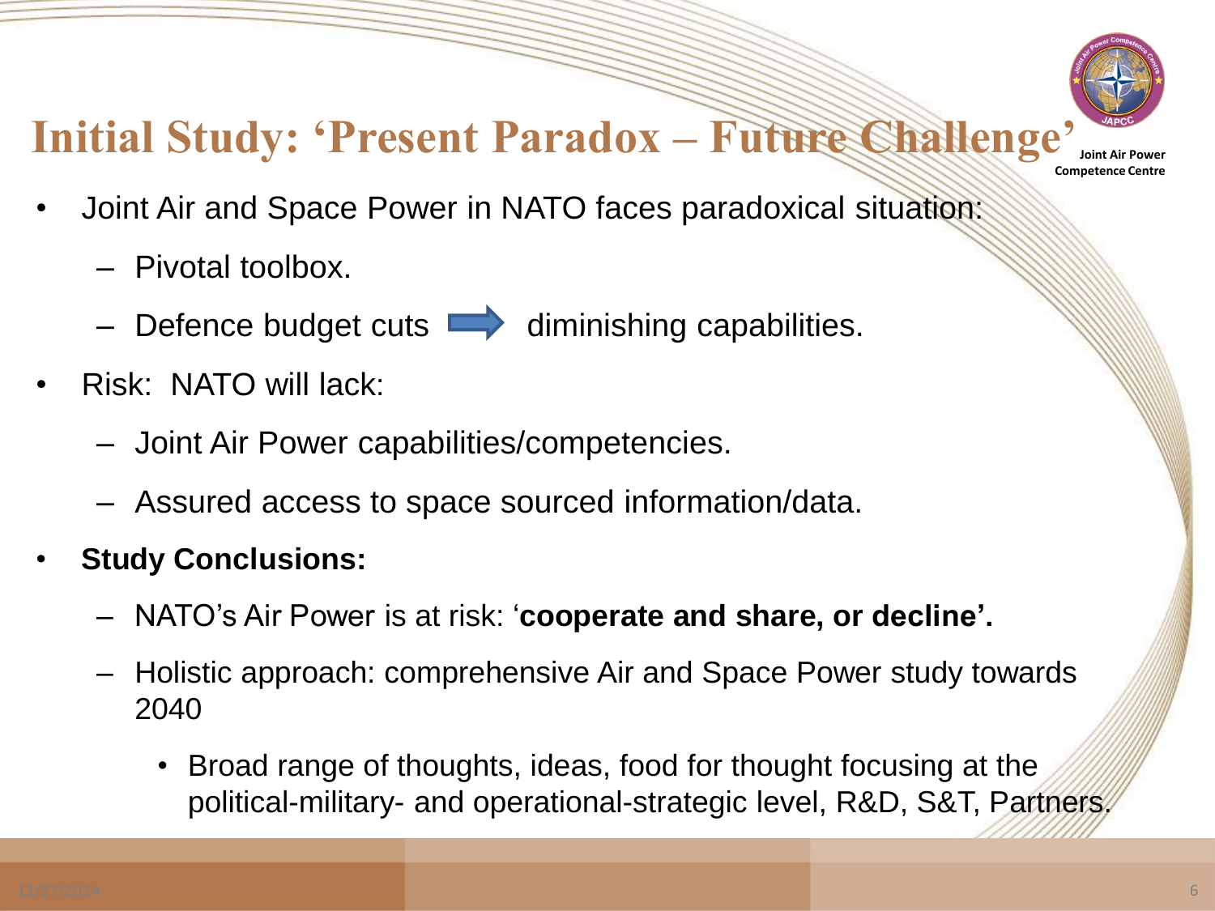# Initial Study: 'Present Paradox – Future Challenge'

- Joint Air and Space Power in NATO faces paradoxical situation:
  - Pivotal toolbox.
  - Defence budget cuts → diminishing capabilities.
- Risk: NATO will lack:
  - Joint Air Power capabilities/competencies.
  - Assured access to space sourced information/data.
- **Study Conclusions:**
  - NATO's Air Power is at risk: '**cooperate and share, or decline'.**
  - Holistic approach: comprehensive Air and Space Power study towards 2040
    - Broad range of thoughts, ideas, food for thought focusing at the political-military- and operational-strategic level, R&D, S&T, Partners.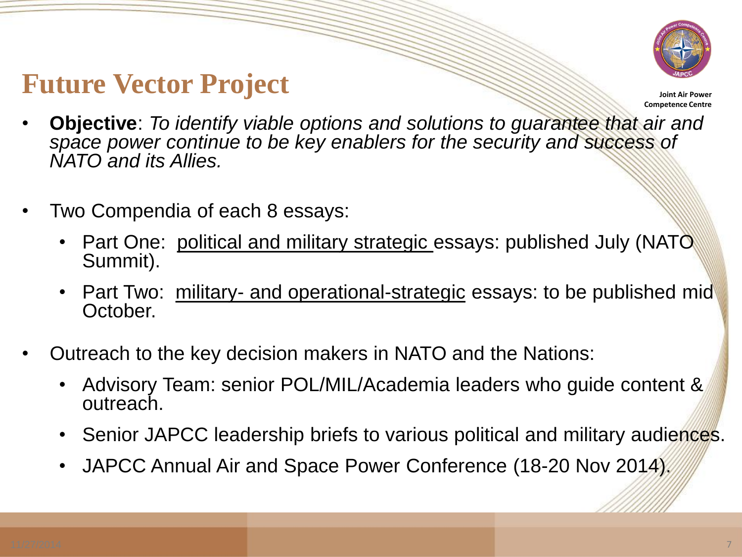# Future Vector Project

Joint Air Power Competence Centre

- **Objective**: *To identify viable options and solutions to guarantee that air and space power continue to be key enablers for the security and success of NATO and its Allies.*

- Two Compendia of each 8 essays:
  - Part One: political and military strategic essays: published July (NATO Summit).
  - Part Two: military- and operational-strategic essays: to be published mid October.

- Outreach to the key decision makers in NATO and the Nations:
  - Advisory Team: senior POL/MIL/Academia leaders who guide content & outreach.
  - Senior JAPCC leadership briefs to various political and military audiences.
  - JAPCC Annual Air and Space Power Conference (18-20 Nov 2014).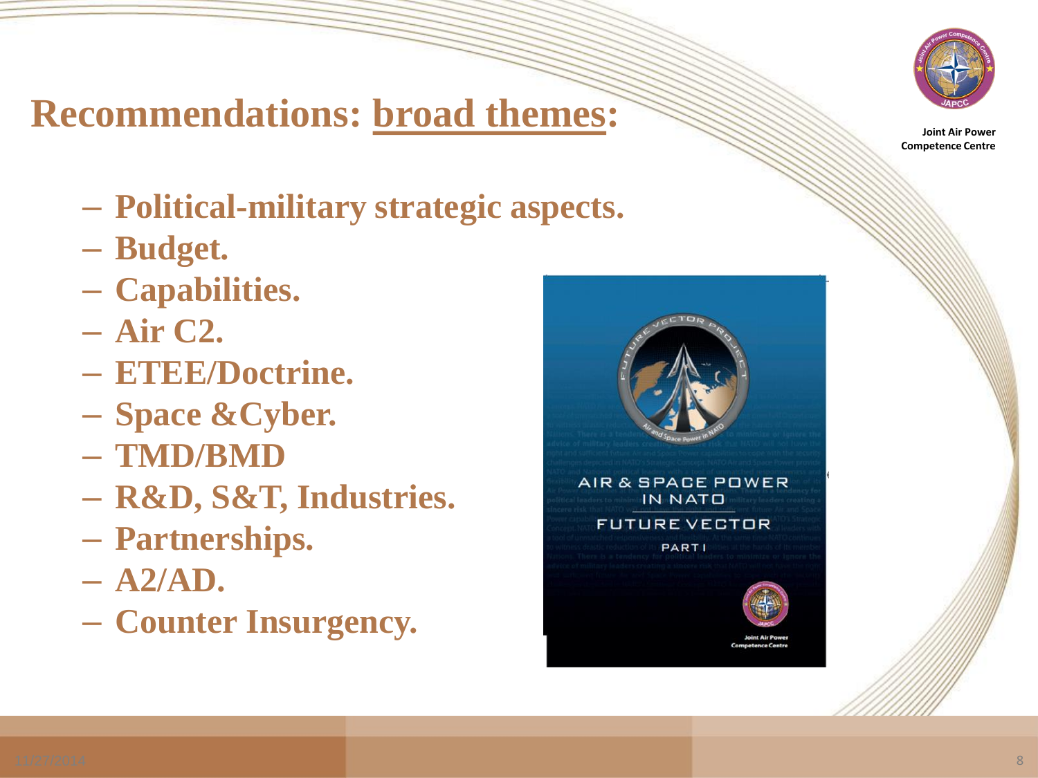# Recommendations: broad themes:

- Political-military strategic aspects.
- Budget.
- Capabilities.
- Air C2.
- ETEE/Doctrine.
- Space &Cyber.
- TMD/BMD
- R&D, S&T, Industries.
- Partnerships.
- A2/AD.
- Counter Insurgency.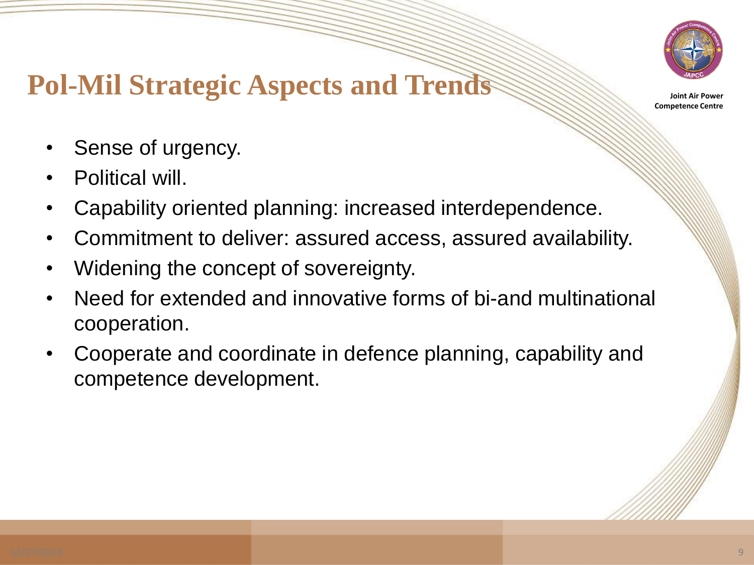# Pol-Mil Strategic Aspects and Trends

- Sense of urgency.
- Political will.
- Capability oriented planning: increased interdependence.
- Commitment to deliver: assured access, assured availability.
- Widening the concept of sovereignty.
- Need for extended and innovative forms of bi-and multinational cooperation.
- Cooperate and coordinate in defence planning, capability and competence development.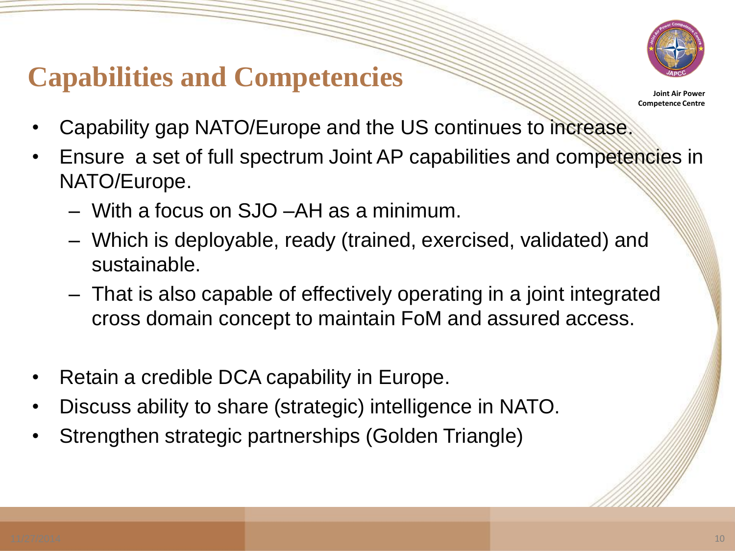# Capabilities and Competencies

- Capability gap NATO/Europe and the US continues to increase.
- Ensure a set of full spectrum Joint AP capabilities and competencies in NATO/Europe.
  - With a focus on SJO –AH as a minimum.
  - Which is deployable, ready (trained, exercised, validated) and sustainable.
  - That is also capable of effectively operating in a joint integrated cross domain concept to maintain FoM and assured access.
- Retain a credible DCA capability in Europe.
- Discuss ability to share (strategic) intelligence in NATO.
- Strengthen strategic partnerships (Golden Triangle)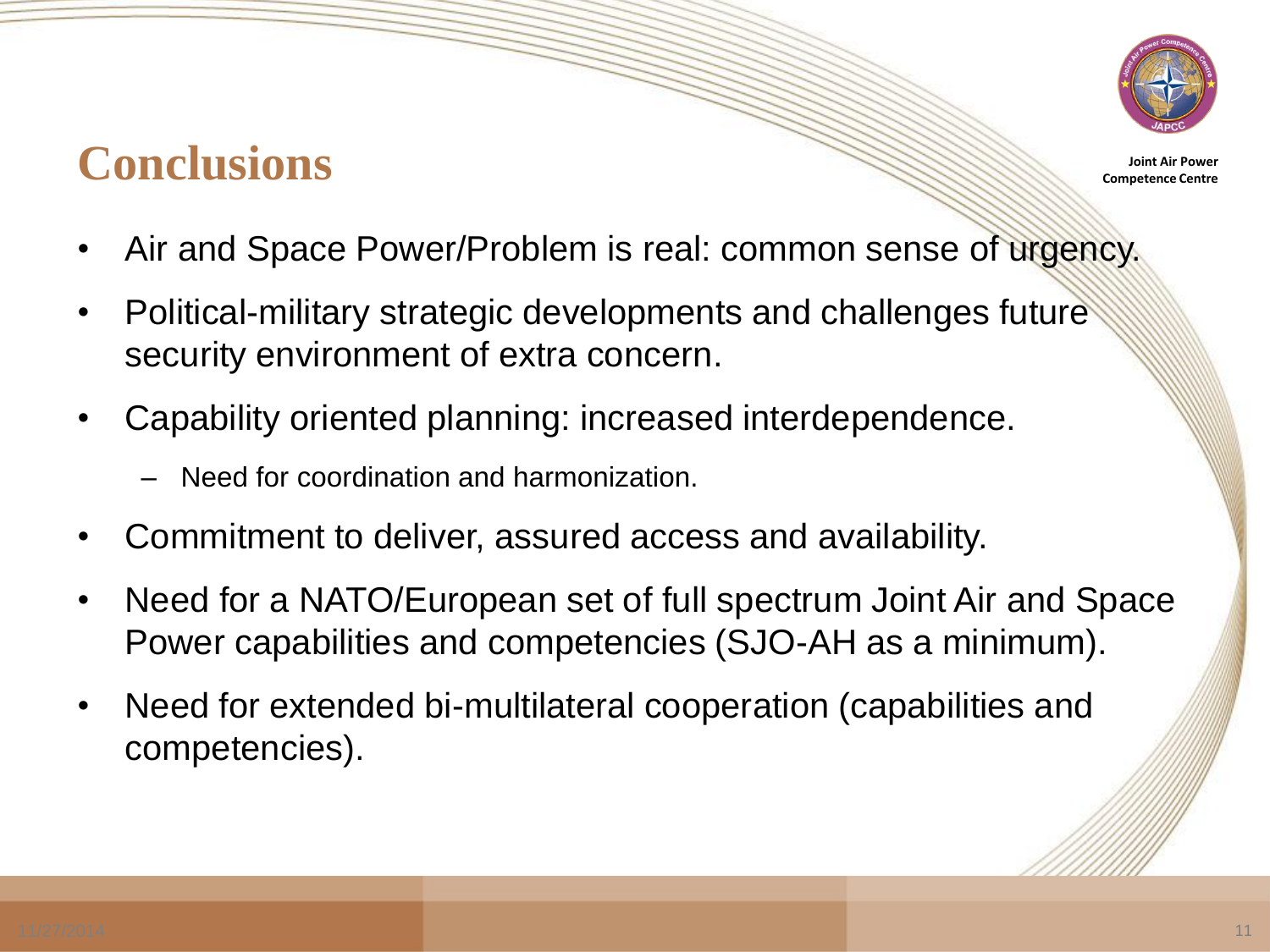# Conclusions

Joint Air Power Competence Centre

- Air and Space Power/Problem is real: common sense of urgency.
- Political-military strategic developments and challenges future security environment of extra concern.
- Capability oriented planning: increased interdependence.
  - Need for coordination and harmonization.
- Commitment to deliver, assured access and availability.
- Need for a NATO/European set of full spectrum Joint Air and Space Power capabilities and competencies (SJO-AH as a minimum).
- Need for extended bi-multilateral cooperation (capabilities and competencies).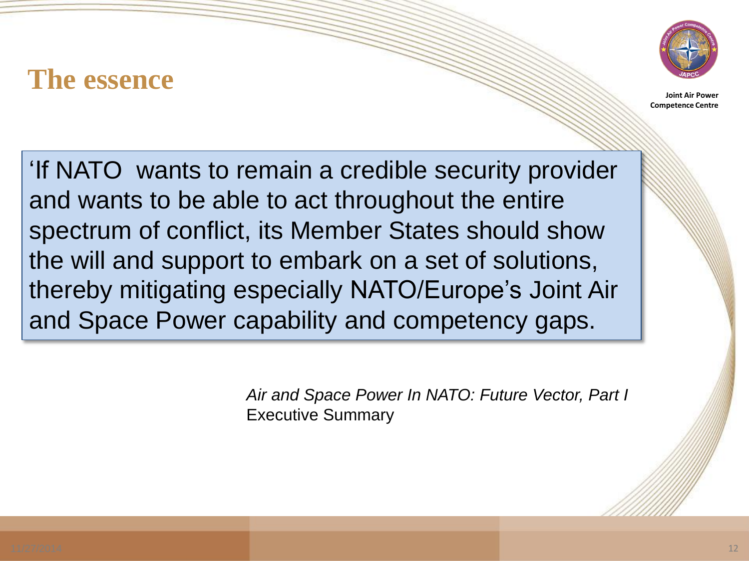# The essence

'If NATO wants to remain a credible security provider and wants to be able to act throughout the entire spectrum of conflict, its Member States should show the will and support to embark on a set of solutions, thereby mitigating especially NATO/Europe's Joint Air and Space Power capability and competency gaps.

*Air and Space Power In NATO: Future Vector, Part I*
Executive Summary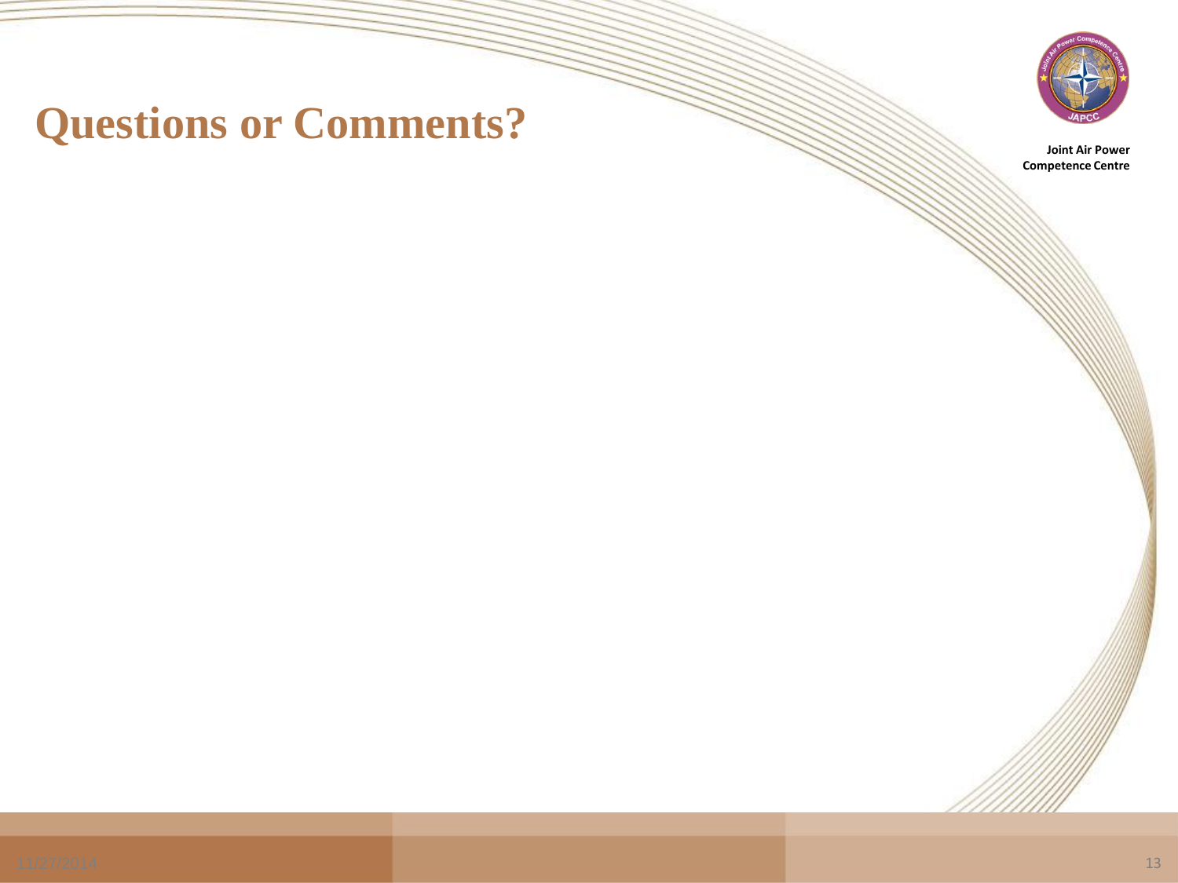# Questions or Comments?

**Joint Air Power Competence Centre**